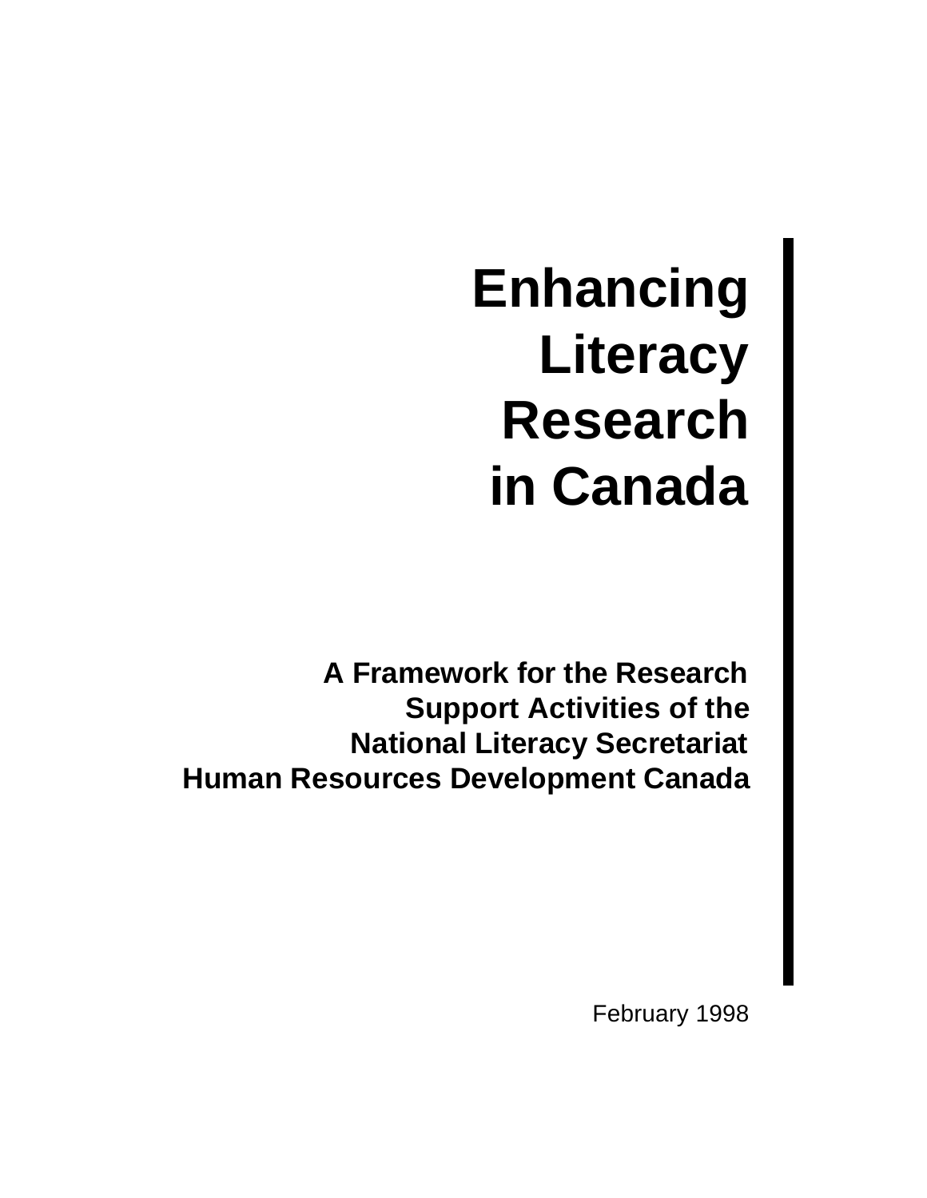# Enhancing Literacy Research in Canada

**A Framework for the Research Support Activities of the National Literacy Secretariat Human Resources Development Canada**

February 1998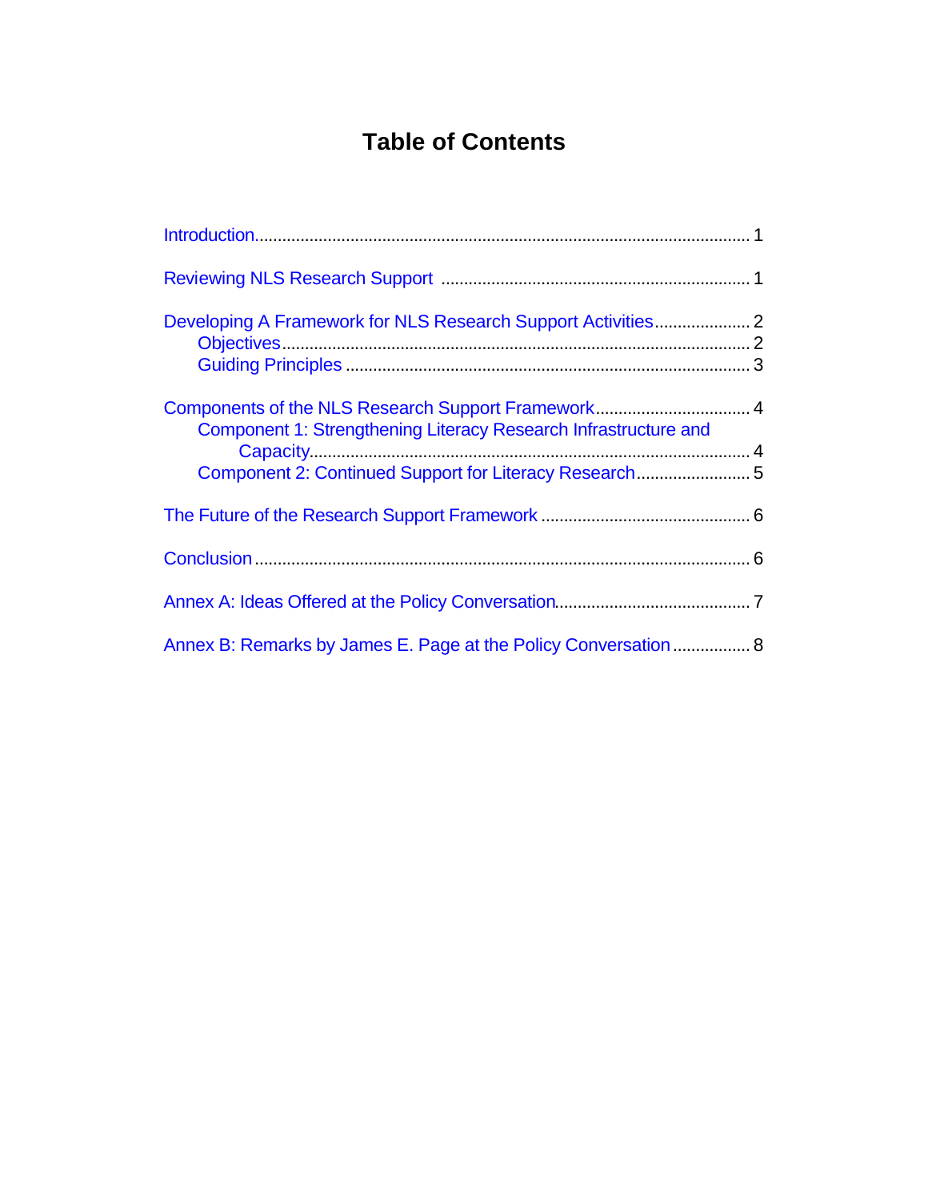# Table of Contents

Introduction .......... 1

Reviewing NLS Research Support .......... 1

Developing A Framework for NLS Research Support Activities .......... 2
- Objectives .......... 2
- Guiding Principles .......... 3

Components of the NLS Research Support Framework .......... 4
- Component 1: Strengthening Literacy Research Infrastructure and Capacity .......... 4
- Component 2: Continued Support for Literacy Research .......... 5

The Future of the Research Support Framework .......... 6

Conclusion .......... 6

Annex A: Ideas Offered at the Policy Conversation .......... 7

Annex B: Remarks by James E. Page at the Policy Conversation .......... 8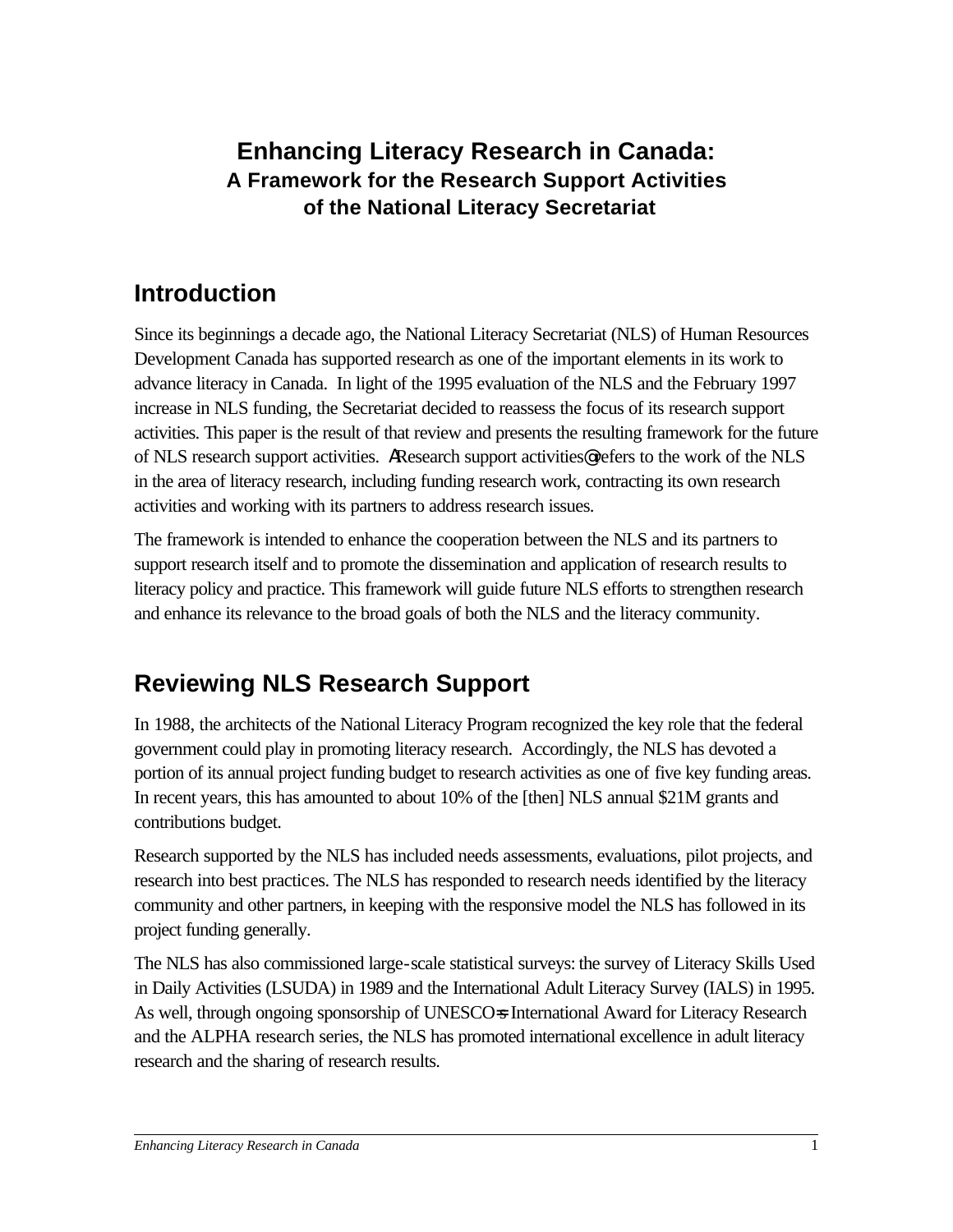# Enhancing Literacy Research in Canada:
## A Framework for the Research Support Activities of the National Literacy Secretariat

## Introduction

Since its beginnings a decade ago, the National Literacy Secretariat (NLS) of Human Resources Development Canada has supported research as one of the important elements in its work to advance literacy in Canada. In light of the 1995 evaluation of the NLS and the February 1997 increase in NLS funding, the Secretariat decided to reassess the focus of its research support activities. This paper is the result of that review and presents the resulting framework for the future of NLS research support activities. AResearch support activities@ refers to the work of the NLS in the area of literacy research, including funding research work, contracting its own research activities and working with its partners to address research issues.

The framework is intended to enhance the cooperation between the NLS and its partners to support research itself and to promote the dissemination and application of research results to literacy policy and practice. This framework will guide future NLS efforts to strengthen research and enhance its relevance to the broad goals of both the NLS and the literacy community.

## Reviewing NLS Research Support

In 1988, the architects of the National Literacy Program recognized the key role that the federal government could play in promoting literacy research. Accordingly, the NLS has devoted a portion of its annual project funding budget to research activities as one of five key funding areas. In recent years, this has amounted to about 10% of the [then] NLS annual $21M grants and contributions budget.

Research supported by the NLS has included needs assessments, evaluations, pilot projects, and research into best practices. The NLS has responded to research needs identified by the literacy community and other partners, in keeping with the responsive model the NLS has followed in its project funding generally.

The NLS has also commissioned large-scale statistical surveys: the survey of Literacy Skills Used in Daily Activities (LSUDA) in 1989 and the International Adult Literacy Survey (IALS) in 1995. As well, through ongoing sponsorship of UNESCO=s International Award for Literacy Research and the ALPHA research series, the NLS has promoted international excellence in adult literacy research and the sharing of research results.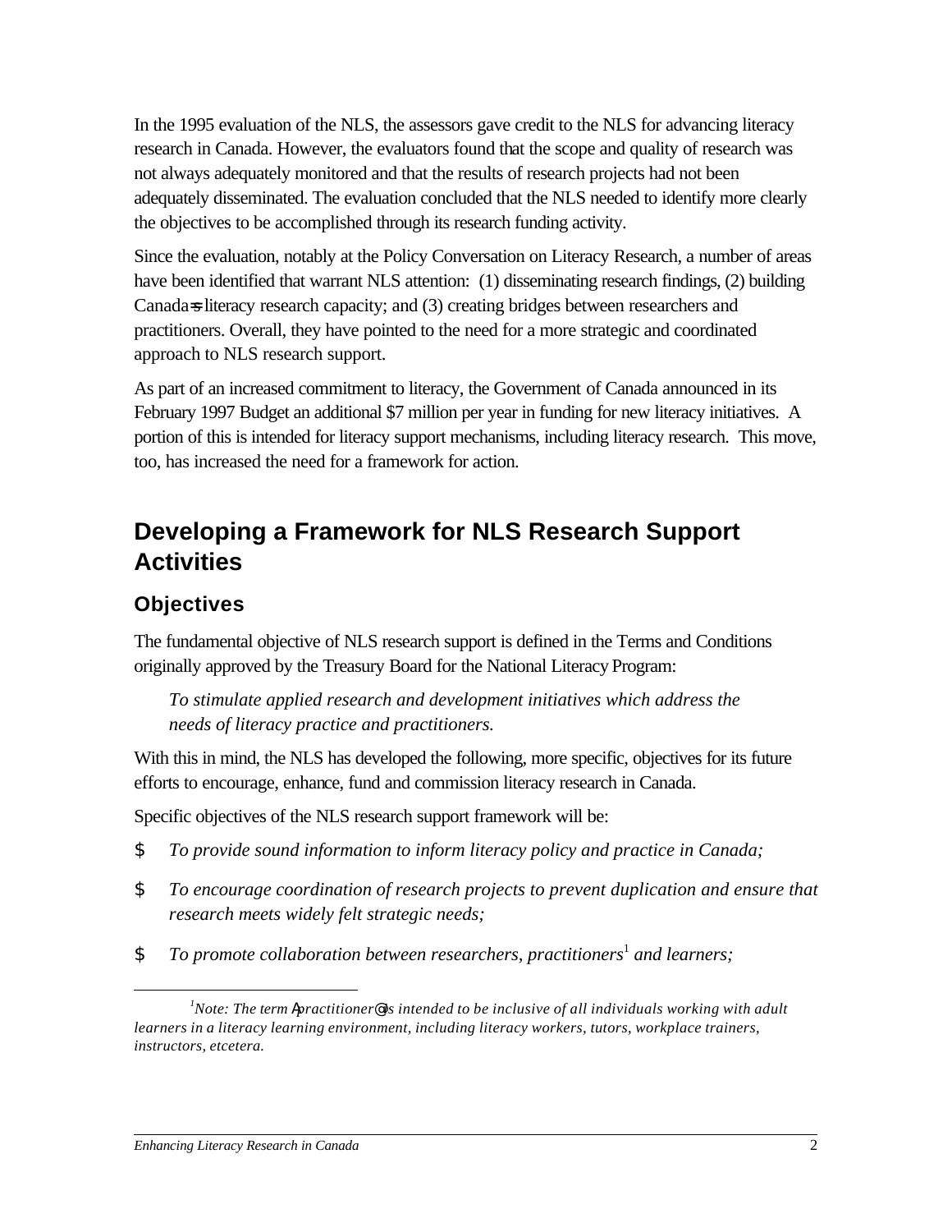In the 1995 evaluation of the NLS, the assessors gave credit to the NLS for advancing literacy research in Canada. However, the evaluators found that the scope and quality of research was not always adequately monitored and that the results of research projects had not been adequately disseminated. The evaluation concluded that the NLS needed to identify more clearly the objectives to be accomplished through its research funding activity.

Since the evaluation, notably at the Policy Conversation on Literacy Research, a number of areas have been identified that warrant NLS attention: (1) disseminating research findings, (2) building Canada=s literacy research capacity; and (3) creating bridges between researchers and practitioners. Overall, they have pointed to the need for a more strategic and coordinated approach to NLS research support.

As part of an increased commitment to literacy, the Government of Canada announced in its February 1997 Budget an additional $7 million per year in funding for new literacy initiatives. A portion of this is intended for literacy support mechanisms, including literacy research. This move, too, has increased the need for a framework for action.

## Developing a Framework for NLS Research Support Activities

### Objectives

The fundamental objective of NLS research support is defined in the Terms and Conditions originally approved by the Treasury Board for the National Literacy Program:

> *To stimulate applied research and development initiatives which address the needs of literacy practice and practitioners.*

With this in mind, the NLS has developed the following, more specific, objectives for its future efforts to encourage, enhance, fund and commission literacy research in Canada.

Specific objectives of the NLS research support framework will be:

- *To provide sound information to inform literacy policy and practice in Canada;*
- *To encourage coordination of research projects to prevent duplication and ensure that research meets widely felt strategic needs;*
- *To promote collaboration between researchers, practitioners*[1] *and learners;*

---

[1] *Note: The term Apractitioner@ is intended to be inclusive of all individuals working with adult learners in a literacy learning environment, including literacy workers, tutors, workplace trainers, instructors, etcetera.*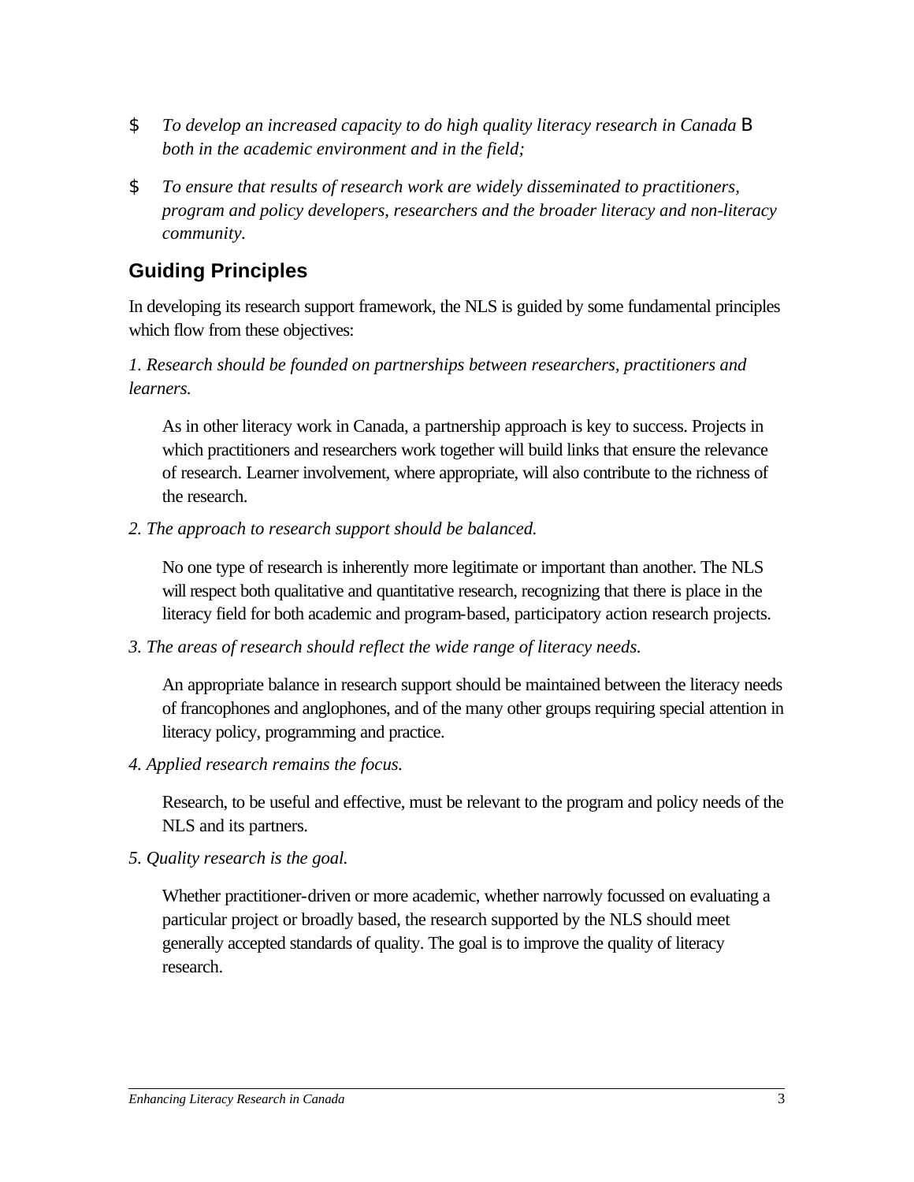- *To develop an increased capacity to do high quality literacy research in Canada* B *both in the academic environment and in the field;*
- *To ensure that results of research work are widely disseminated to practitioners, program and policy developers, researchers and the broader literacy and non-literacy community.*

## Guiding Principles

In developing its research support framework, the NLS is guided by some fundamental principles which flow from these objectives:

*1. Research should be founded on partnerships between researchers, practitioners and learners.*

> As in other literacy work in Canada, a partnership approach is key to success. Projects in which practitioners and researchers work together will build links that ensure the relevance of research. Learner involvement, where appropriate, will also contribute to the richness of the research.

*2. The approach to research support should be balanced.*

> No one type of research is inherently more legitimate or important than another. The NLS will respect both qualitative and quantitative research, recognizing that there is place in the literacy field for both academic and program-based, participatory action research projects.

*3. The areas of research should reflect the wide range of literacy needs.*

> An appropriate balance in research support should be maintained between the literacy needs of francophones and anglophones, and of the many other groups requiring special attention in literacy policy, programming and practice.

*4. Applied research remains the focus.*

> Research, to be useful and effective, must be relevant to the program and policy needs of the NLS and its partners.

*5. Quality research is the goal.*

> Whether practitioner-driven or more academic, whether narrowly focussed on evaluating a particular project or broadly based, the research supported by the NLS should meet generally accepted standards of quality. The goal is to improve the quality of literacy research.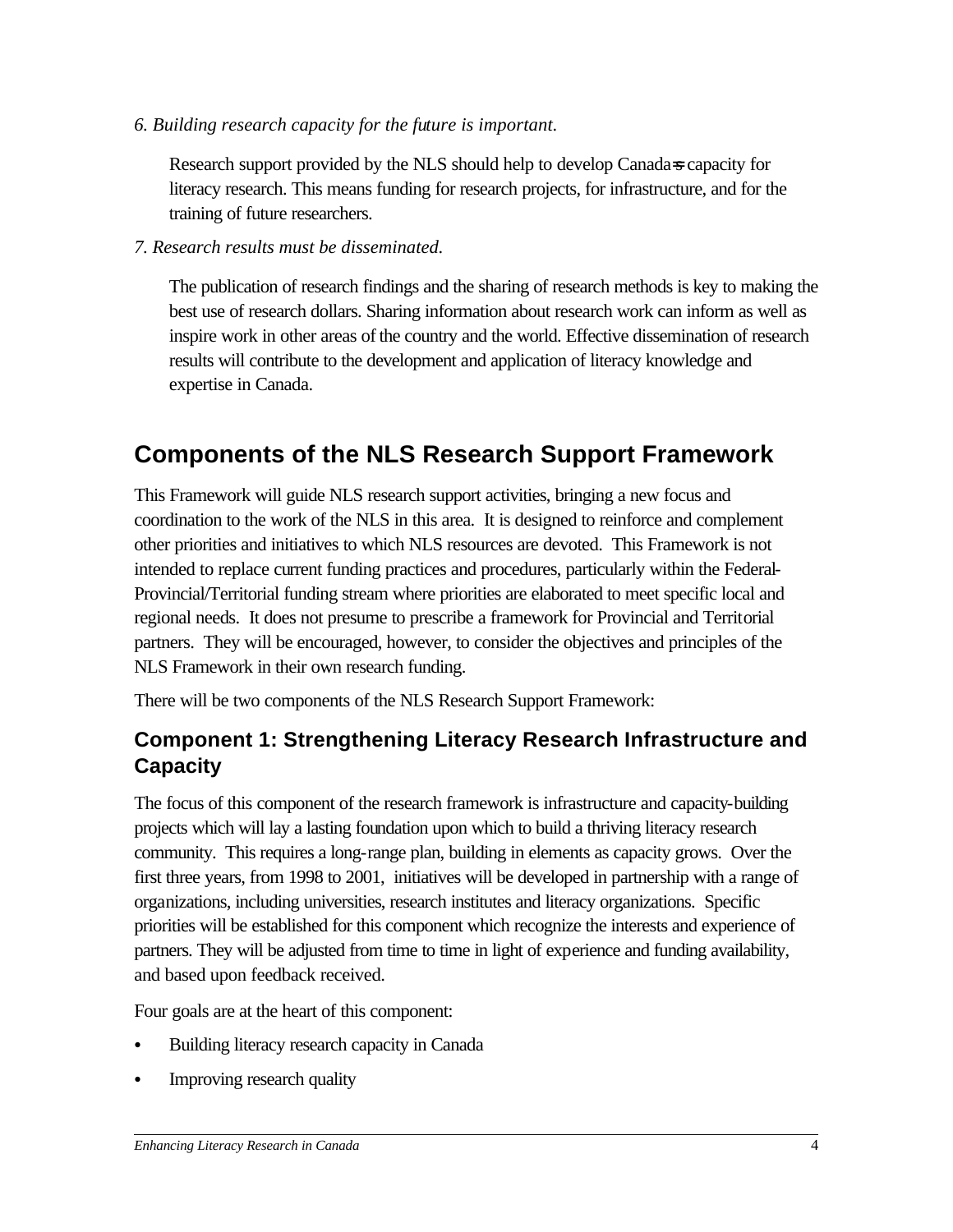*6. Building research capacity for the future is important.*

Research support provided by the NLS should help to develop Canada=s capacity for literacy research. This means funding for research projects, for infrastructure, and for the training of future researchers.

*7. Research results must be disseminated.*

The publication of research findings and the sharing of research methods is key to making the best use of research dollars. Sharing information about research work can inform as well as inspire work in other areas of the country and the world. Effective dissemination of research results will contribute to the development and application of literacy knowledge and expertise in Canada.

# Components of the NLS Research Support Framework

This Framework will guide NLS research support activities, bringing a new focus and coordination to the work of the NLS in this area. It is designed to reinforce and complement other priorities and initiatives to which NLS resources are devoted. This Framework is not intended to replace current funding practices and procedures, particularly within the Federal-Provincial/Territorial funding stream where priorities are elaborated to meet specific local and regional needs. It does not presume to prescribe a framework for Provincial and Territorial partners. They will be encouraged, however, to consider the objectives and principles of the NLS Framework in their own research funding.

There will be two components of the NLS Research Support Framework:

## Component 1: Strengthening Literacy Research Infrastructure and Capacity

The focus of this component of the research framework is infrastructure and capacity-building projects which will lay a lasting foundation upon which to build a thriving literacy research community. This requires a long-range plan, building in elements as capacity grows. Over the first three years, from 1998 to 2001, initiatives will be developed in partnership with a range of organizations, including universities, research institutes and literacy organizations. Specific priorities will be established for this component which recognize the interests and experience of partners. They will be adjusted from time to time in light of experience and funding availability, and based upon feedback received.

Four goals are at the heart of this component:

- Building literacy research capacity in Canada
- Improving research quality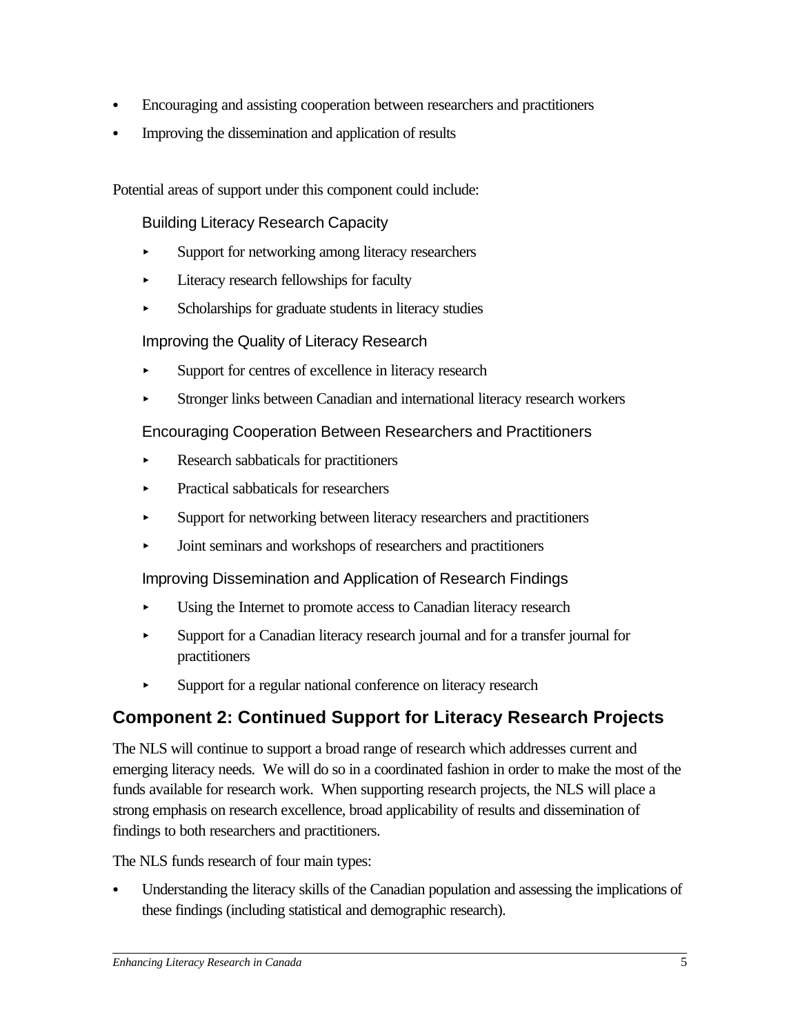- Encouraging and assisting cooperation between researchers and practitioners
- Improving the dissemination and application of results

Potential areas of support under this component could include:

### Building Literacy Research Capacity

- Support for networking among literacy researchers
- Literacy research fellowships for faculty
- Scholarships for graduate students in literacy studies

### Improving the Quality of Literacy Research

- Support for centres of excellence in literacy research
- Stronger links between Canadian and international literacy research workers

### Encouraging Cooperation Between Researchers and Practitioners

- Research sabbaticals for practitioners
- Practical sabbaticals for researchers
- Support for networking between literacy researchers and practitioners
- Joint seminars and workshops of researchers and practitioners

### Improving Dissemination and Application of Research Findings

- Using the Internet to promote access to Canadian literacy research
- Support for a Canadian literacy research journal and for a transfer journal for practitioners
- Support for a regular national conference on literacy research

## Component 2: Continued Support for Literacy Research Projects

The NLS will continue to support a broad range of research which addresses current and emerging literacy needs. We will do so in a coordinated fashion in order to make the most of the funds available for research work. When supporting research projects, the NLS will place a strong emphasis on research excellence, broad applicability of results and dissemination of findings to both researchers and practitioners.

The NLS funds research of four main types:

- Understanding the literacy skills of the Canadian population and assessing the implications of these findings (including statistical and demographic research).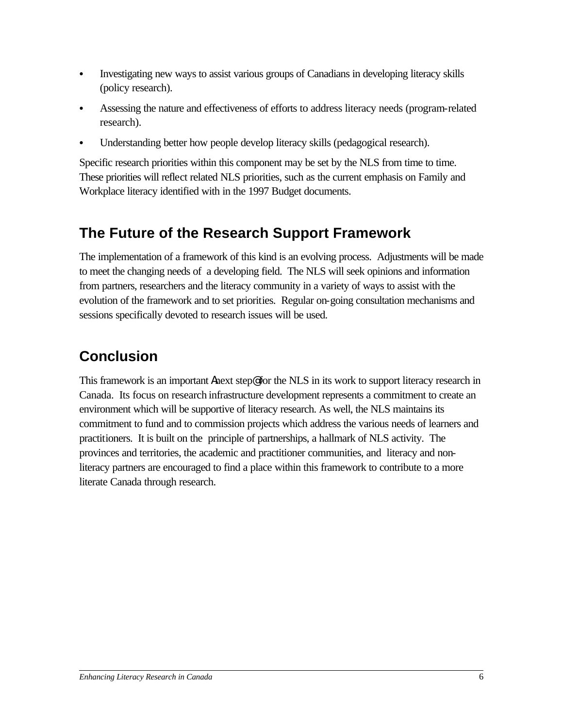- Investigating new ways to assist various groups of Canadians in developing literacy skills (policy research).
- Assessing the nature and effectiveness of efforts to address literacy needs (program-related research).
- Understanding better how people develop literacy skills (pedagogical research).

Specific research priorities within this component may be set by the NLS from time to time. These priorities will reflect related NLS priorities, such as the current emphasis on Family and Workplace literacy identified with in the 1997 Budget documents.

## The Future of the Research Support Framework

The implementation of a framework of this kind is an evolving process. Adjustments will be made to meet the changing needs of a developing field. The NLS will seek opinions and information from partners, researchers and the literacy community in a variety of ways to assist with the evolution of the framework and to set priorities. Regular on-going consultation mechanisms and sessions specifically devoted to research issues will be used.

## Conclusion

This framework is an important Anext step@ for the NLS in its work to support literacy research in Canada. Its focus on research infrastructure development represents a commitment to create an environment which will be supportive of literacy research. As well, the NLS maintains its commitment to fund and to commission projects which address the various needs of learners and practitioners. It is built on the principle of partnerships, a hallmark of NLS activity. The provinces and territories, the academic and practitioner communities, and literacy and non-literacy partners are encouraged to find a place within this framework to contribute to a more literate Canada through research.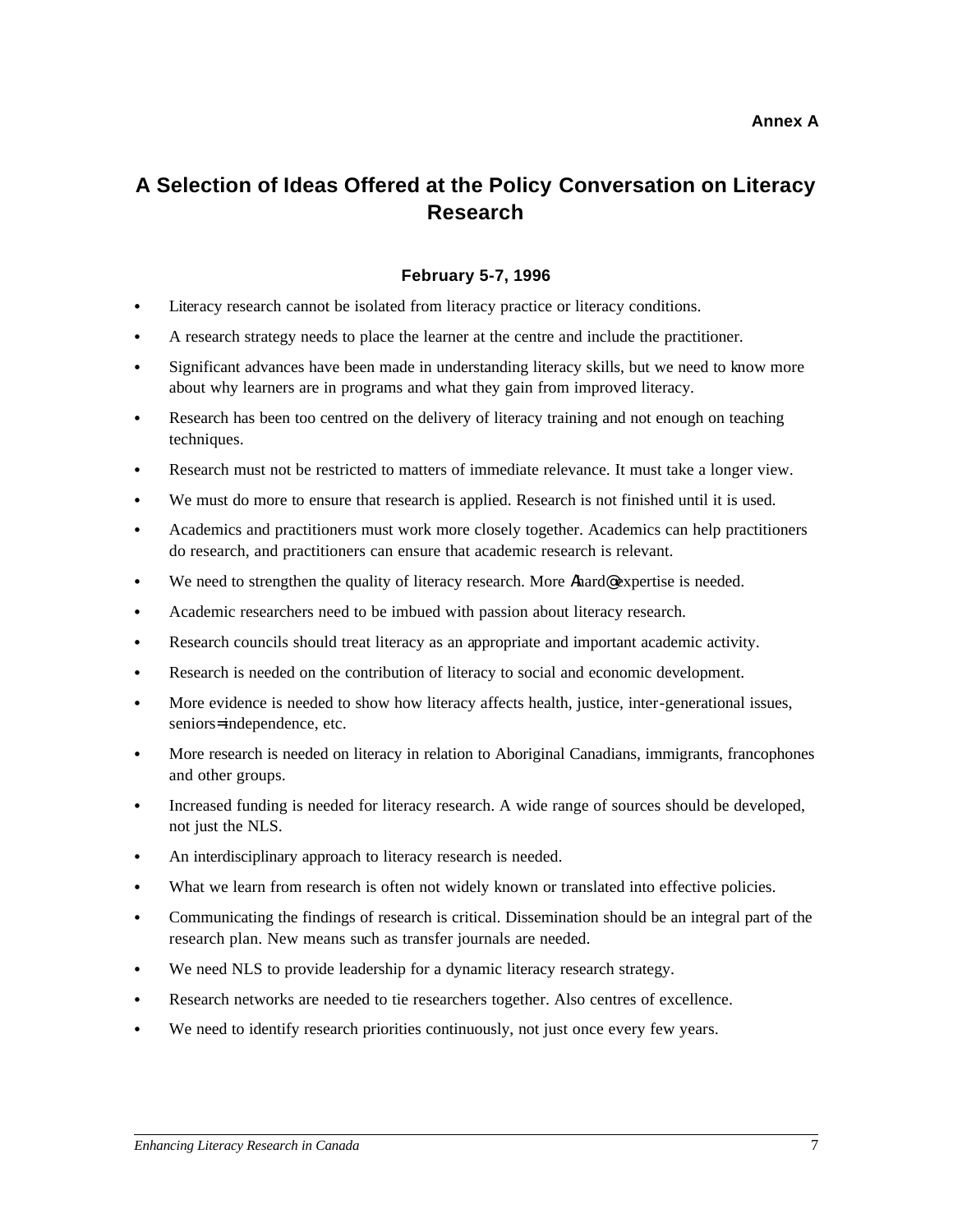**Annex A**

# A Selection of Ideas Offered at the Policy Conversation on Literacy Research

### February 5-7, 1996

- Literacy research cannot be isolated from literacy practice or literacy conditions.
- A research strategy needs to place the learner at the centre and include the practitioner.
- Significant advances have been made in understanding literacy skills, but we need to know more about why learners are in programs and what they gain from improved literacy.
- Research has been too centred on the delivery of literacy training and not enough on teaching techniques.
- Research must not be restricted to matters of immediate relevance. It must take a longer view.
- We must do more to ensure that research is applied. Research is not finished until it is used.
- Academics and practitioners must work more closely together. Academics can help practitioners do research, and practitioners can ensure that academic research is relevant.
- We need to strengthen the quality of literacy research. More Ahard@ expertise is needed.
- Academic researchers need to be imbued with passion about literacy research.
- Research councils should treat literacy as an appropriate and important academic activity.
- Research is needed on the contribution of literacy to social and economic development.
- More evidence is needed to show how literacy affects health, justice, inter-generational issues, seniors= independence, etc.
- More research is needed on literacy in relation to Aboriginal Canadians, immigrants, francophones and other groups.
- Increased funding is needed for literacy research. A wide range of sources should be developed, not just the NLS.
- An interdisciplinary approach to literacy research is needed.
- What we learn from research is often not widely known or translated into effective policies.
- Communicating the findings of research is critical. Dissemination should be an integral part of the research plan. New means such as transfer journals are needed.
- We need NLS to provide leadership for a dynamic literacy research strategy.
- Research networks are needed to tie researchers together. Also centres of excellence.
- We need to identify research priorities continuously, not just once every few years.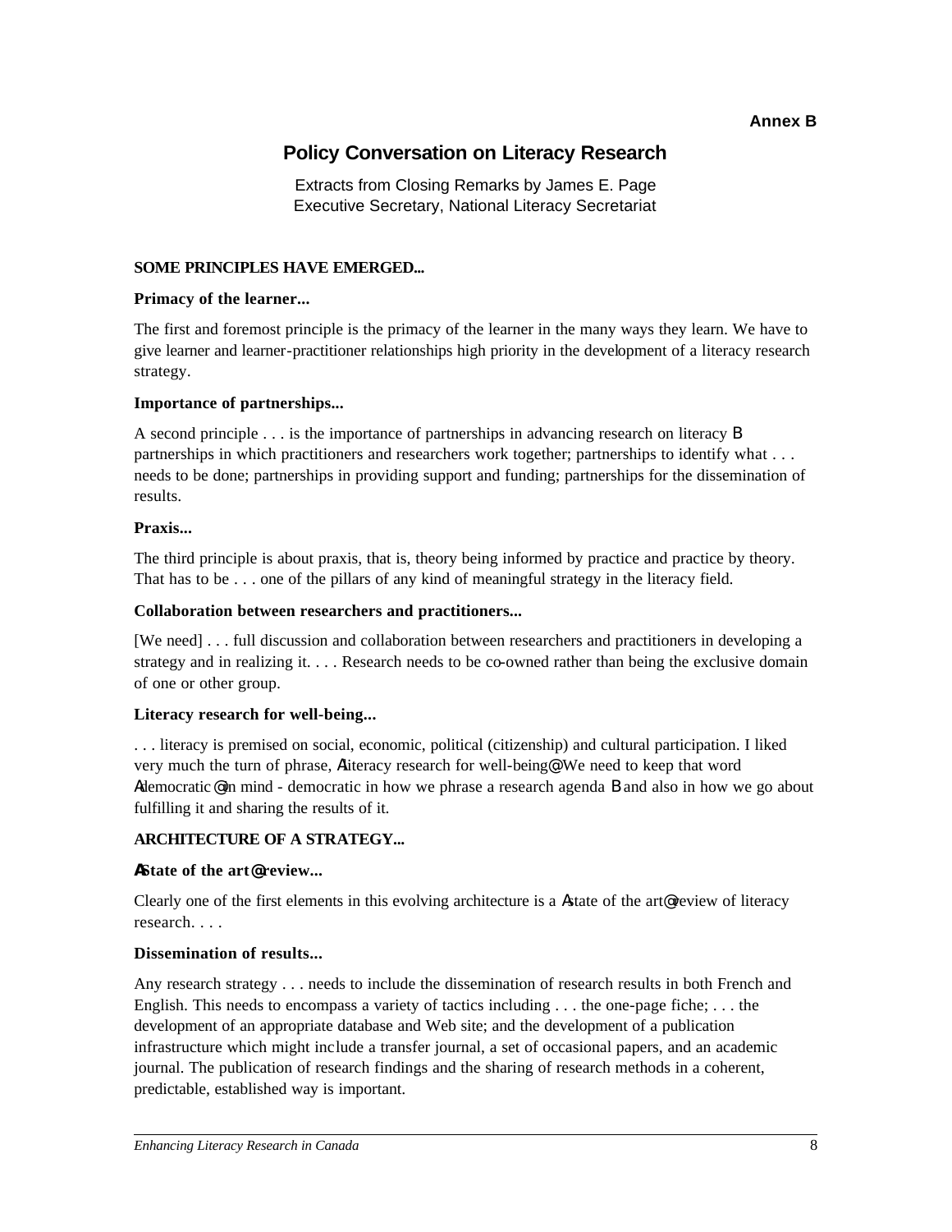**Annex B**

# Policy Conversation on Literacy Research

Extracts from Closing Remarks by James E. Page
Executive Secretary, National Literacy Secretariat

**SOME PRINCIPLES HAVE EMERGED...**

**Primacy of the learner...**

The first and foremost principle is the primacy of the learner in the many ways they learn. We have to give learner and learner-practitioner relationships high priority in the development of a literacy research strategy.

**Importance of partnerships...**

A second principle . . . is the importance of partnerships in advancing research on literacy B partnerships in which practitioners and researchers work together; partnerships to identify what . . . needs to be done; partnerships in providing support and funding; partnerships for the dissemination of results.

**Praxis...**

The third principle is about praxis, that is, theory being informed by practice and practice by theory. That has to be . . . one of the pillars of any kind of meaningful strategy in the literacy field.

**Collaboration between researchers and practitioners...**

[We need] . . . full discussion and collaboration between researchers and practitioners in developing a strategy and in realizing it. . . . Research needs to be co-owned rather than being the exclusive domain of one or other group.

**Literacy research for well-being...**

. . . literacy is premised on social, economic, political (citizenship) and cultural participation. I liked very much the turn of phrase, Aliteracy research for well-being@. We need to keep that word Ademocratic@ in mind - democratic in how we phrase a research agenda B and also in how we go about fulfilling it and sharing the results of it.

**ARCHITECTURE OF A STRATEGY...**

**AState of the art@ review...**

Clearly one of the first elements in this evolving architecture is a Astate of the art@ review of literacy research. . . .

**Dissemination of results...**

Any research strategy . . . needs to include the dissemination of research results in both French and English. This needs to encompass a variety of tactics including . . . the one-page fiche; . . . the development of an appropriate database and Web site; and the development of a publication infrastructure which might include a transfer journal, a set of occasional papers, and an academic journal. The publication of research findings and the sharing of research methods in a coherent, predictable, established way is important.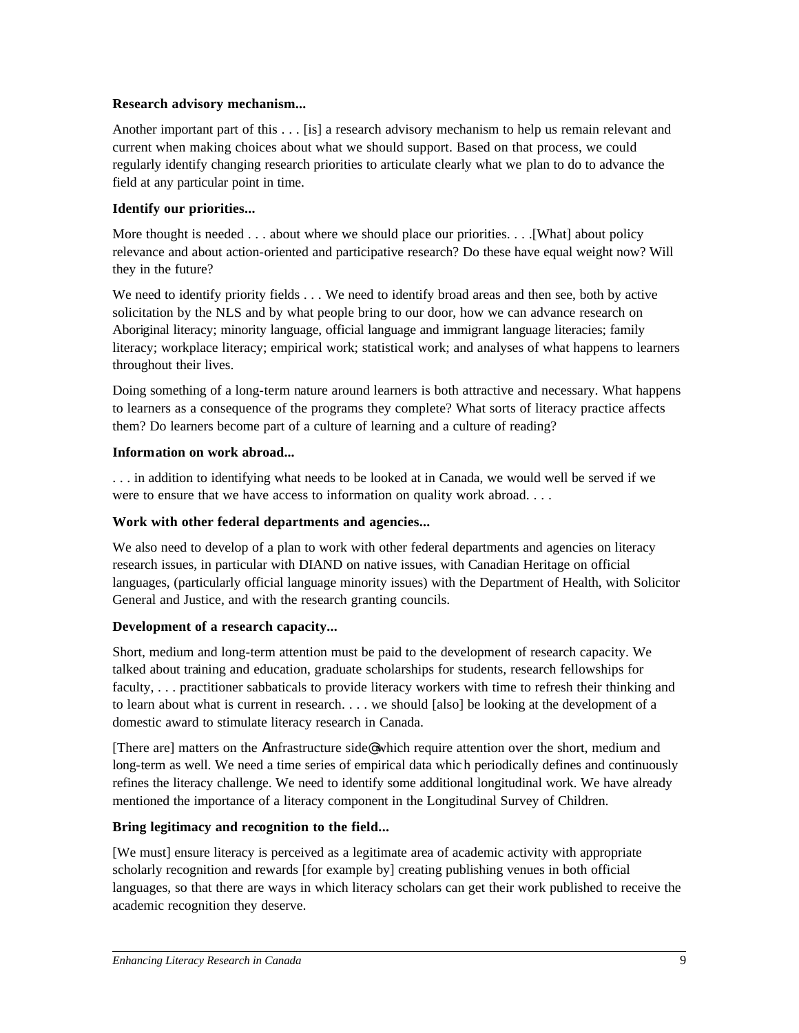**Research advisory mechanism...**

Another important part of this . . . [is] a research advisory mechanism to help us remain relevant and current when making choices about what we should support. Based on that process, we could regularly identify changing research priorities to articulate clearly what we plan to do to advance the field at any particular point in time.

**Identify our priorities...**

More thought is needed . . . about where we should place our priorities. . . .[What] about policy relevance and about action-oriented and participative research? Do these have equal weight now? Will they in the future?

We need to identify priority fields . . . We need to identify broad areas and then see, both by active solicitation by the NLS and by what people bring to our door, how we can advance research on Aboriginal literacy; minority language, official language and immigrant language literacies; family literacy; workplace literacy; empirical work; statistical work; and analyses of what happens to learners throughout their lives.

Doing something of a long-term nature around learners is both attractive and necessary. What happens to learners as a consequence of the programs they complete? What sorts of literacy practice affects them? Do learners become part of a culture of learning and a culture of reading?

**Information on work abroad...**

. . . in addition to identifying what needs to be looked at in Canada, we would well be served if we were to ensure that we have access to information on quality work abroad. . . .

**Work with other federal departments and agencies...**

We also need to develop of a plan to work with other federal departments and agencies on literacy research issues, in particular with DIAND on native issues, with Canadian Heritage on official languages, (particularly official language minority issues) with the Department of Health, with Solicitor General and Justice, and with the research granting councils.

**Development of a research capacity...**

Short, medium and long-term attention must be paid to the development of research capacity. We talked about training and education, graduate scholarships for students, research fellowships for faculty, . . . practitioner sabbaticals to provide literacy workers with time to refresh their thinking and to learn about what is current in research. . . . we should [also] be looking at the development of a domestic award to stimulate literacy research in Canada.

[There are] matters on the Ainfrastructure side@ which require attention over the short, medium and long-term as well. We need a time series of empirical data which periodically defines and continuously refines the literacy challenge. We need to identify some additional longitudinal work. We have already mentioned the importance of a literacy component in the Longitudinal Survey of Children.

**Bring legitimacy and recognition to the field...**

[We must] ensure literacy is perceived as a legitimate area of academic activity with appropriate scholarly recognition and rewards [for example by] creating publishing venues in both official languages, so that there are ways in which literacy scholars can get their work published to receive the academic recognition they deserve.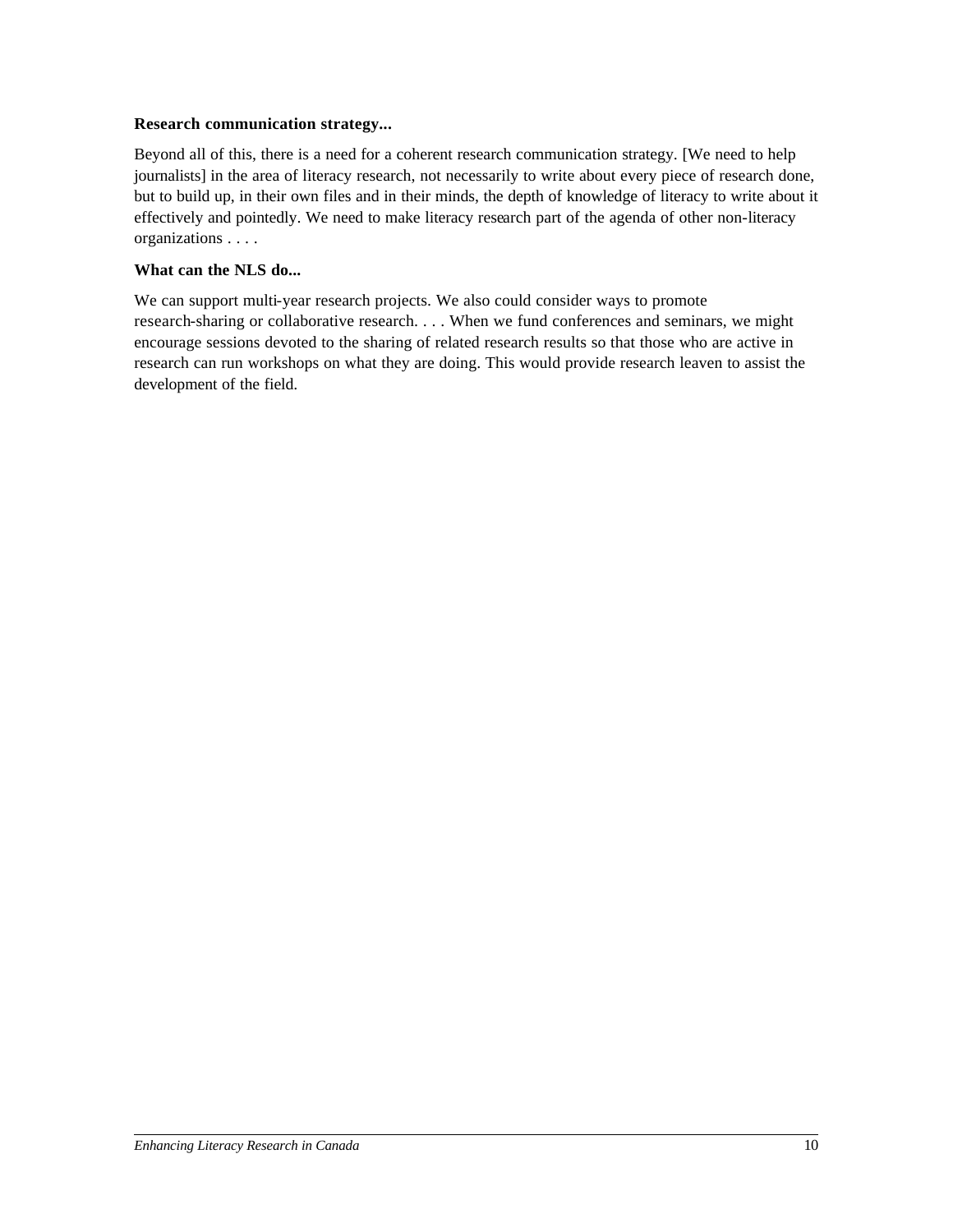**Research communication strategy...**

Beyond all of this, there is a need for a coherent research communication strategy. [We need to help journalists] in the area of literacy research, not necessarily to write about every piece of research done, but to build up, in their own files and in their minds, the depth of knowledge of literacy to write about it effectively and pointedly. We need to make literacy research part of the agenda of other non-literacy organizations . . . .

**What can the NLS do...**

We can support multi-year research projects. We also could consider ways to promote research-sharing or collaborative research. . . . When we fund conferences and seminars, we might encourage sessions devoted to the sharing of related research results so that those who are active in research can run workshops on what they are doing. This would provide research leaven to assist the development of the field.